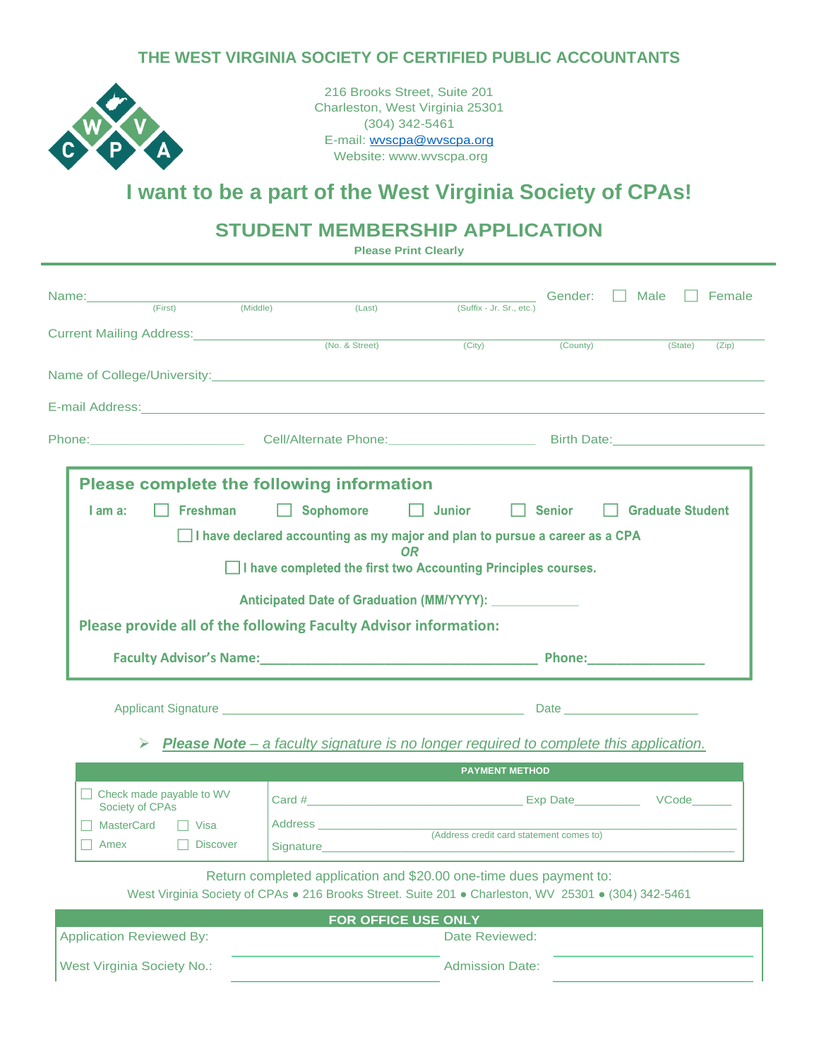# THE WEST VIRGINIA SOCIETY OF CERTIFIED PUBLIC ACCOUNTANTS

216 Brooks Street, Suite 201
Charleston, West Virginia 25301
(304) 342-5461
E-mail: wvscpa@wvscpa.org
Website: www.wvscpa.org

# I want to be a part of the West Virginia Society of CPAs!

## STUDENT MEMBERSHIP APPLICATION

**Please Print Clearly**

Name:________________________________________________ Gender: ☐ Male ☐ Female
(First) (Middle) (Last) (Suffix - Jr. Sr., etc.)

Current Mailing Address:________________________________________________
(No. & Street) (City) (County) (State) (Zip)

Name of College/University:________________________________________________

E-mail Address:________________________________________________

Phone:____________________ Cell/Alternate Phone:____________________ Birth Date:____________________

### Please complete the following information

**I am a:** ☐ **Freshman** ☐ **Sophomore** ☐ **Junior** ☐ **Senior** ☐ **Graduate Student**

☐ **I have declared accounting as my major and plan to pursue a career as a CPA**

***OR***

☐ **I have completed the first two Accounting Principles courses.**

**Anticipated Date of Graduation (MM/YYYY):** ____________

**Please provide all of the following Faculty Advisor information:**

**Faculty Advisor's Name:**____________________________________ **Phone:**________________

Applicant Signature ____________________________________ Date ____________________

➢ ***Please Note** – a faculty signature is no longer required to complete this application.*

| PAYMENT METHOD | |
|---|---|
| ☐ Check made payable to WV Society of CPAs | Card #______________________ Exp Date__________ VCode______ |
| ☐ MasterCard ☐ Visa | Address ______________________ (Address credit card statement comes to) |
| ☐ Amex ☐ Discover | Signature______________________ |

Return completed application and $20.00 one-time dues payment to:

West Virginia Society of CPAs ● 216 Brooks Street. Suite 201 ● Charleston, WV 25301 ● (304) 342-5461

| FOR OFFICE USE ONLY | | | |
|---|---|---|---|
| Application Reviewed By: | | Date Reviewed: | |
| West Virginia Society No.: | | Admission Date: | |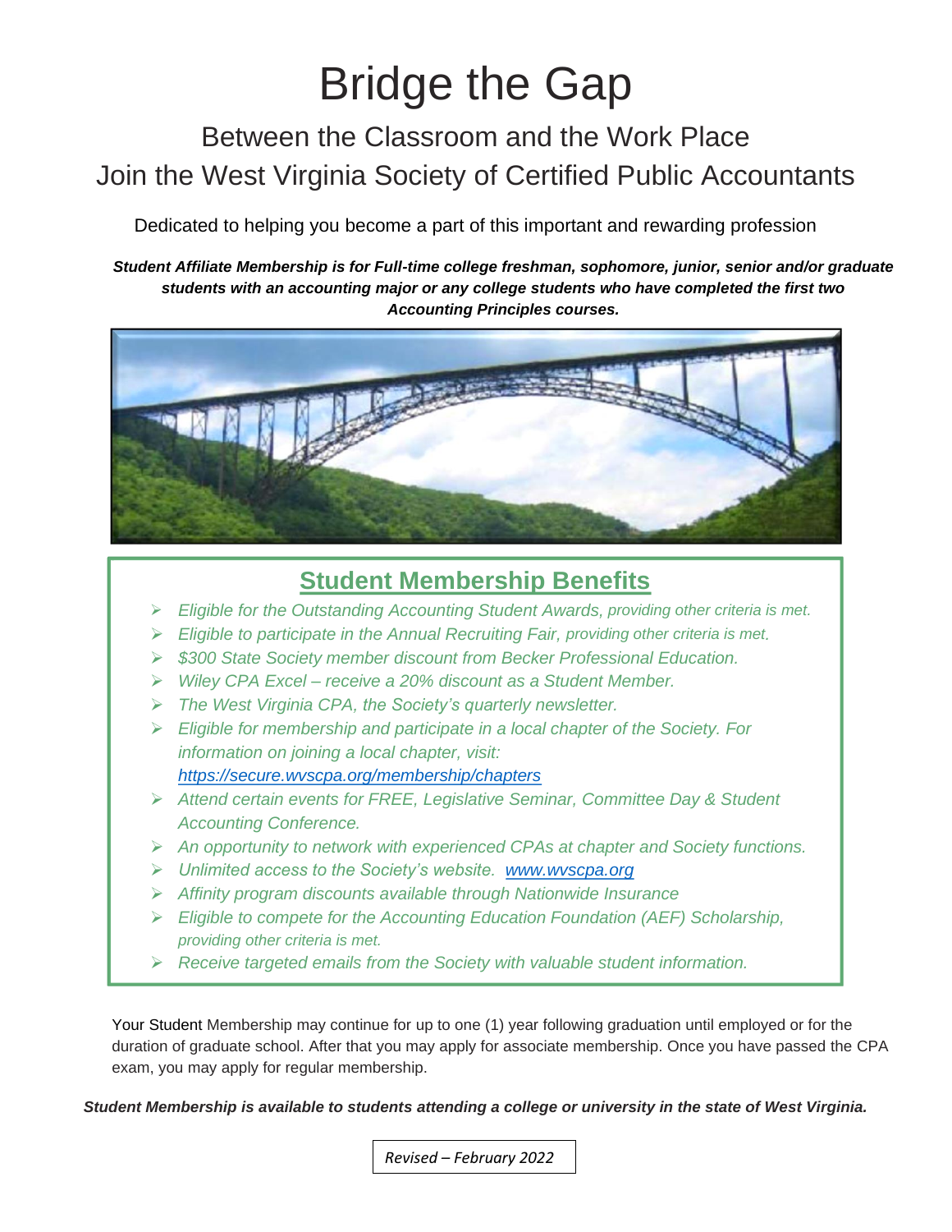# Bridge the Gap

## Between the Classroom and the Work Place

## Join the West Virginia Society of Certified Public Accountants

Dedicated to helping you become a part of this important and rewarding profession

***Student Affiliate Membership is for Full-time college freshman, sophomore, junior, senior and/or graduate students with an accounting major or any college students who have completed the first two Accounting Principles courses.***

## Student Membership Benefits

- *Eligible for the Outstanding Accounting Student Awards, providing other criteria is met.*
- *Eligible to participate in the Annual Recruiting Fair, providing other criteria is met.*
- *$300 State Society member discount from Becker Professional Education.*
- *Wiley CPA Excel – receive a 20% discount as a Student Member.*
- *The West Virginia CPA, the Society's quarterly newsletter.*
- *Eligible for membership and participate in a local chapter of the Society. For information on joining a local chapter, visit: https://secure.wvscpa.org/membership/chapters*
- *Attend certain events for FREE, Legislative Seminar, Committee Day & Student Accounting Conference.*
- *An opportunity to network with experienced CPAs at chapter and Society functions.*
- *Unlimited access to the Society's website. www.wvscpa.org*
- *Affinity program discounts available through Nationwide Insurance*
- *Eligible to compete for the Accounting Education Foundation (AEF) Scholarship, providing other criteria is met.*
- *Receive targeted emails from the Society with valuable student information.*

Your Student Membership may continue for up to one (1) year following graduation until employed or for the duration of graduate school. After that you may apply for associate membership. Once you have passed the CPA exam, you may apply for regular membership.

***Student Membership is available to students attending a college or university in the state of West Virginia.***

*Revised – February 2022*